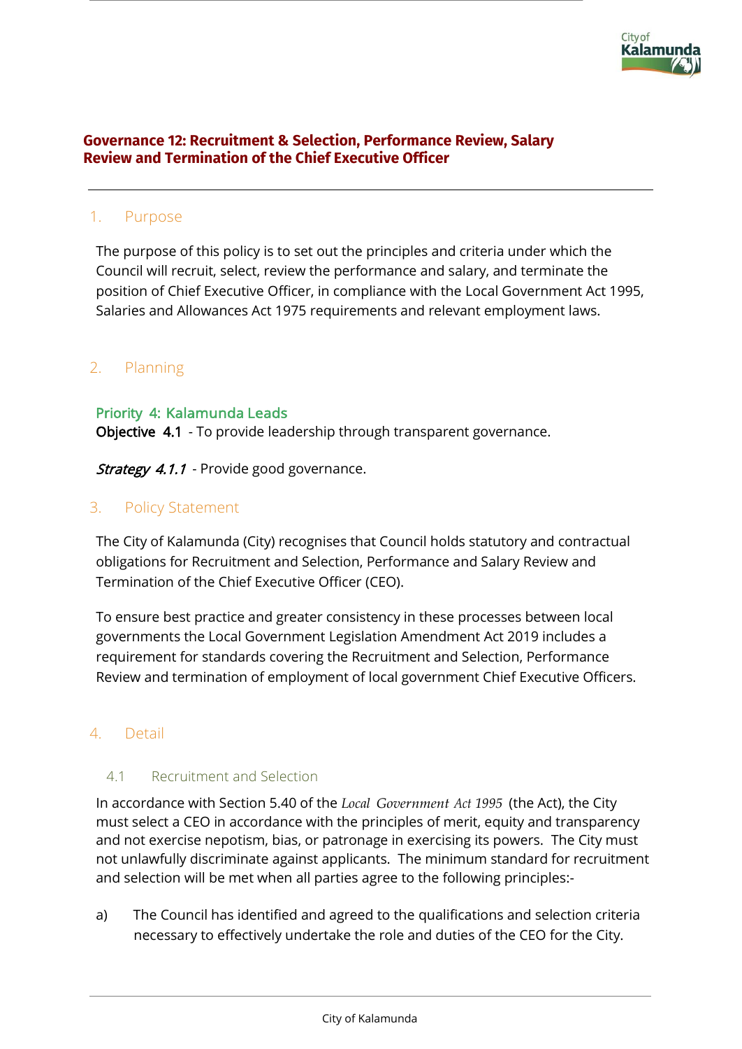# Governance 12: Recruitment & Selection, Performance Review, Salary Review and Termination of the Chief Executive Officer

## 1. Purpose

The purpose of this policy is to set out the principles and criteria under which the Council will recruit, select, review the performance and salary, and terminate the position of Chief Executive Officer, in compliance with the Local Government Act 1995, Salaries and Allowances Act 1975 requirements and relevant employment laws.

## 2. Planning

**Priority 4: Kalamunda Leads**
**Objective 4.1** - To provide leadership through transparent governance.

***Strategy 4.1.1*** - Provide good governance.

## 3. Policy Statement

The City of Kalamunda (City) recognises that Council holds statutory and contractual obligations for Recruitment and Selection, Performance and Salary Review and Termination of the Chief Executive Officer (CEO).

To ensure best practice and greater consistency in these processes between local governments the Local Government Legislation Amendment Act 2019 includes a requirement for standards covering the Recruitment and Selection, Performance Review and termination of employment of local government Chief Executive Officers.

## 4. Detail

### 4.1 Recruitment and Selection

In accordance with Section 5.40 of the *Local Government Act 1995* (the Act), the City must select a CEO in accordance with the principles of merit, equity and transparency and not exercise nepotism, bias, or patronage in exercising its powers. The City must not unlawfully discriminate against applicants. The minimum standard for recruitment and selection will be met when all parties agree to the following principles:-

a) The Council has identified and agreed to the qualifications and selection criteria necessary to effectively undertake the role and duties of the CEO for the City.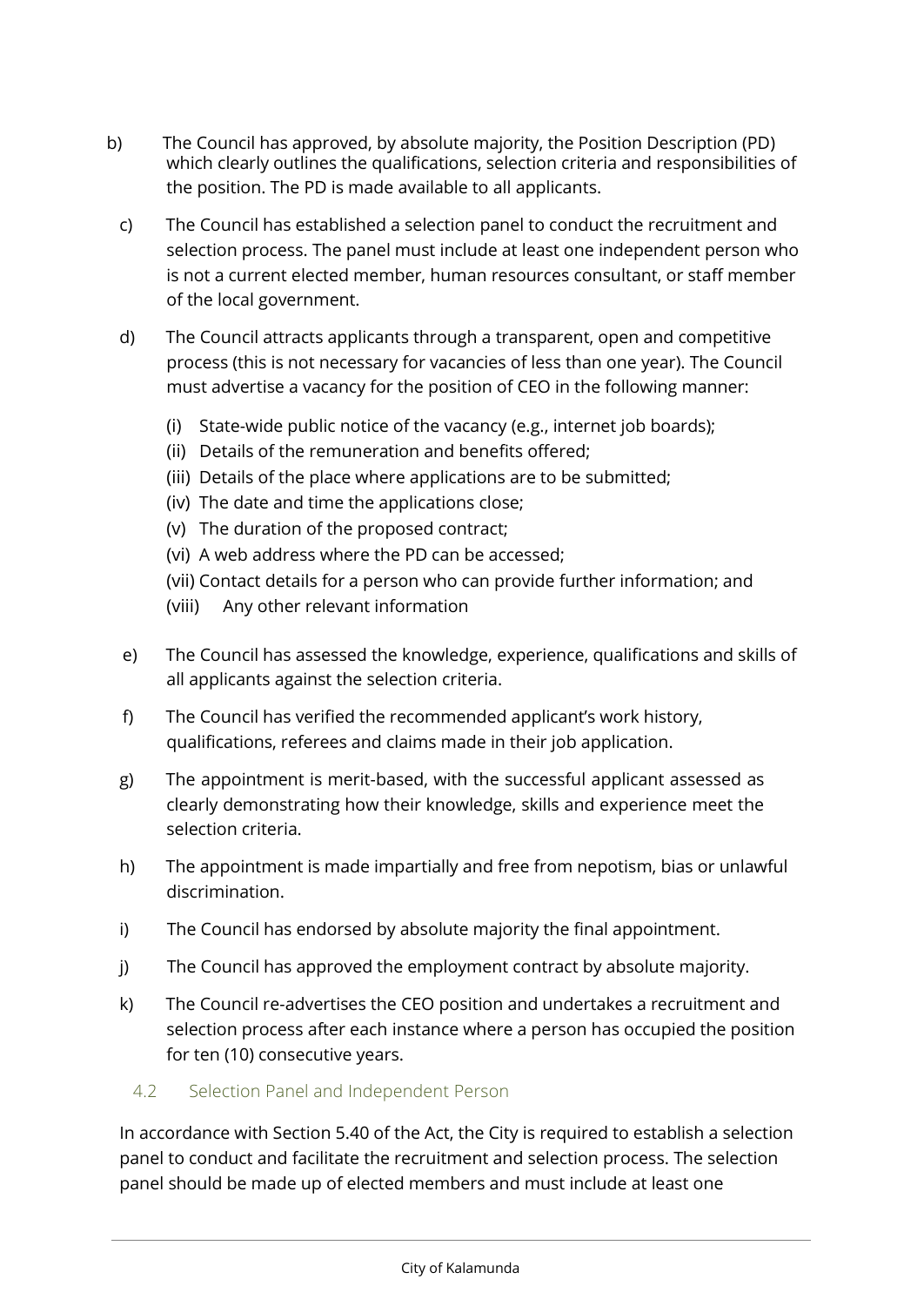b) The Council has approved, by absolute majority, the Position Description (PD) which clearly outlines the qualifications, selection criteria and responsibilities of the position. The PD is made available to all applicants.

c) The Council has established a selection panel to conduct the recruitment and selection process. The panel must include at least one independent person who is not a current elected member, human resources consultant, or staff member of the local government.

d) The Council attracts applicants through a transparent, open and competitive process (this is not necessary for vacancies of less than one year). The Council must advertise a vacancy for the position of CEO in the following manner:

   (i) State-wide public notice of the vacancy (e.g., internet job boards);
   (ii) Details of the remuneration and benefits offered;
   (iii) Details of the place where applications are to be submitted;
   (iv) The date and time the applications close;
   (v) The duration of the proposed contract;
   (vi) A web address where the PD can be accessed;
   (vii) Contact details for a person who can provide further information; and
   (viii) Any other relevant information

e) The Council has assessed the knowledge, experience, qualifications and skills of all applicants against the selection criteria.

f) The Council has verified the recommended applicant's work history, qualifications, referees and claims made in their job application.

g) The appointment is merit-based, with the successful applicant assessed as clearly demonstrating how their knowledge, skills and experience meet the selection criteria.

h) The appointment is made impartially and free from nepotism, bias or unlawful discrimination.

i) The Council has endorsed by absolute majority the final appointment.

j) The Council has approved the employment contract by absolute majority.

k) The Council re-advertises the CEO position and undertakes a recruitment and selection process after each instance where a person has occupied the position for ten (10) consecutive years.

### 4.2 Selection Panel and Independent Person

In accordance with Section 5.40 of the Act, the City is required to establish a selection panel to conduct and facilitate the recruitment and selection process. The selection panel should be made up of elected members and must include at least one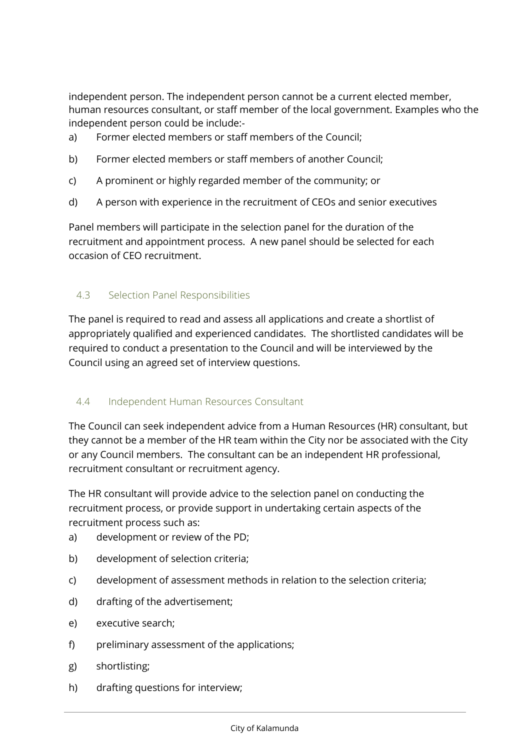independent person. The independent person cannot be a current elected member, human resources consultant, or staff member of the local government. Examples who the independent person could be include:-

a) Former elected members or staff members of the Council;

b) Former elected members or staff members of another Council;

c) A prominent or highly regarded member of the community; or

d) A person with experience in the recruitment of CEOs and senior executives

Panel members will participate in the selection panel for the duration of the recruitment and appointment process. A new panel should be selected for each occasion of CEO recruitment.

### 4.3 Selection Panel Responsibilities

The panel is required to read and assess all applications and create a shortlist of appropriately qualified and experienced candidates. The shortlisted candidates will be required to conduct a presentation to the Council and will be interviewed by the Council using an agreed set of interview questions.

### 4.4 Independent Human Resources Consultant

The Council can seek independent advice from a Human Resources (HR) consultant, but they cannot be a member of the HR team within the City nor be associated with the City or any Council members. The consultant can be an independent HR professional, recruitment consultant or recruitment agency.

The HR consultant will provide advice to the selection panel on conducting the recruitment process, or provide support in undertaking certain aspects of the recruitment process such as:

a) development or review of the PD;

b) development of selection criteria;

c) development of assessment methods in relation to the selection criteria;

d) drafting of the advertisement;

e) executive search;

f) preliminary assessment of the applications;

g) shortlisting;

h) drafting questions for interview;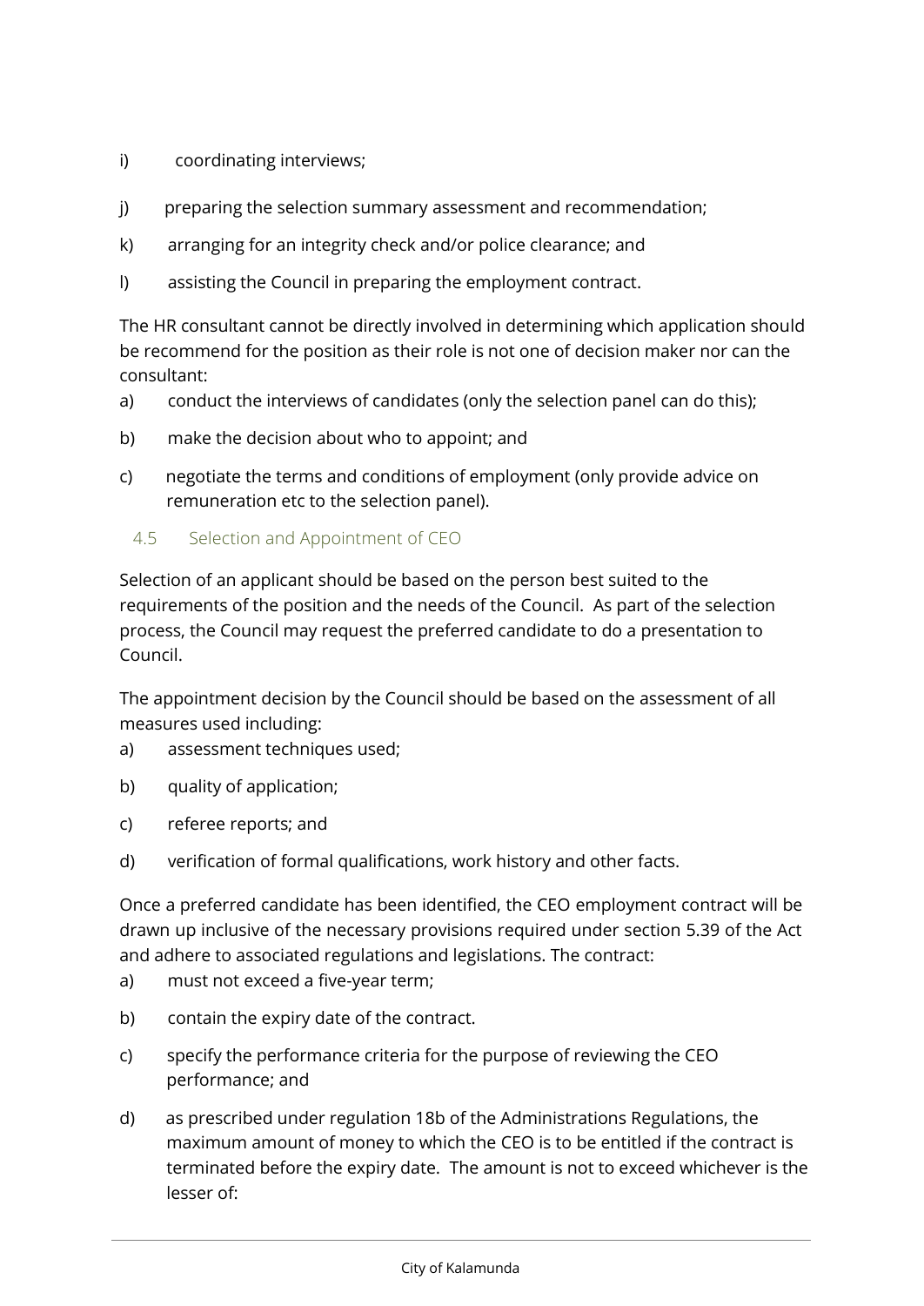i) coordinating interviews;

j) preparing the selection summary assessment and recommendation;

k) arranging for an integrity check and/or police clearance; and

l) assisting the Council in preparing the employment contract.

The HR consultant cannot be directly involved in determining which application should be recommend for the position as their role is not one of decision maker nor can the consultant:

a) conduct the interviews of candidates (only the selection panel can do this);

b) make the decision about who to appoint; and

c) negotiate the terms and conditions of employment (only provide advice on remuneration etc to the selection panel).

### 4.5 Selection and Appointment of CEO

Selection of an applicant should be based on the person best suited to the requirements of the position and the needs of the Council. As part of the selection process, the Council may request the preferred candidate to do a presentation to Council.

The appointment decision by the Council should be based on the assessment of all measures used including:

a) assessment techniques used;

b) quality of application;

c) referee reports; and

d) verification of formal qualifications, work history and other facts.

Once a preferred candidate has been identified, the CEO employment contract will be drawn up inclusive of the necessary provisions required under section 5.39 of the Act and adhere to associated regulations and legislations. The contract:

a) must not exceed a five-year term;

b) contain the expiry date of the contract.

c) specify the performance criteria for the purpose of reviewing the CEO performance; and

d) as prescribed under regulation 18b of the Administrations Regulations, the maximum amount of money to which the CEO is to be entitled if the contract is terminated before the expiry date. The amount is not to exceed whichever is the lesser of: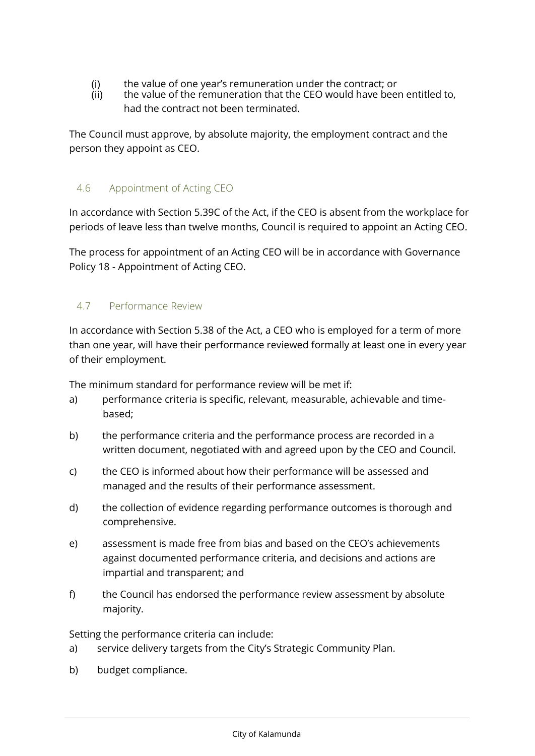(i) the value of one year's remuneration under the contract; or
(ii) the value of the remuneration that the CEO would have been entitled to, had the contract not been terminated.

The Council must approve, by absolute majority, the employment contract and the person they appoint as CEO.

### 4.6 Appointment of Acting CEO

In accordance with Section 5.39C of the Act, if the CEO is absent from the workplace for periods of leave less than twelve months, Council is required to appoint an Acting CEO.

The process for appointment of an Acting CEO will be in accordance with Governance Policy 18 - Appointment of Acting CEO.

### 4.7 Performance Review

In accordance with Section 5.38 of the Act, a CEO who is employed for a term of more than one year, will have their performance reviewed formally at least one in every year of their employment.

The minimum standard for performance review will be met if:

a) performance criteria is specific, relevant, measurable, achievable and time-based;

b) the performance criteria and the performance process are recorded in a written document, negotiated with and agreed upon by the CEO and Council.

c) the CEO is informed about how their performance will be assessed and managed and the results of their performance assessment.

d) the collection of evidence regarding performance outcomes is thorough and comprehensive.

e) assessment is made free from bias and based on the CEO's achievements against documented performance criteria, and decisions and actions are impartial and transparent; and

f) the Council has endorsed the performance review assessment by absolute majority.

Setting the performance criteria can include:

a) service delivery targets from the City's Strategic Community Plan.

b) budget compliance.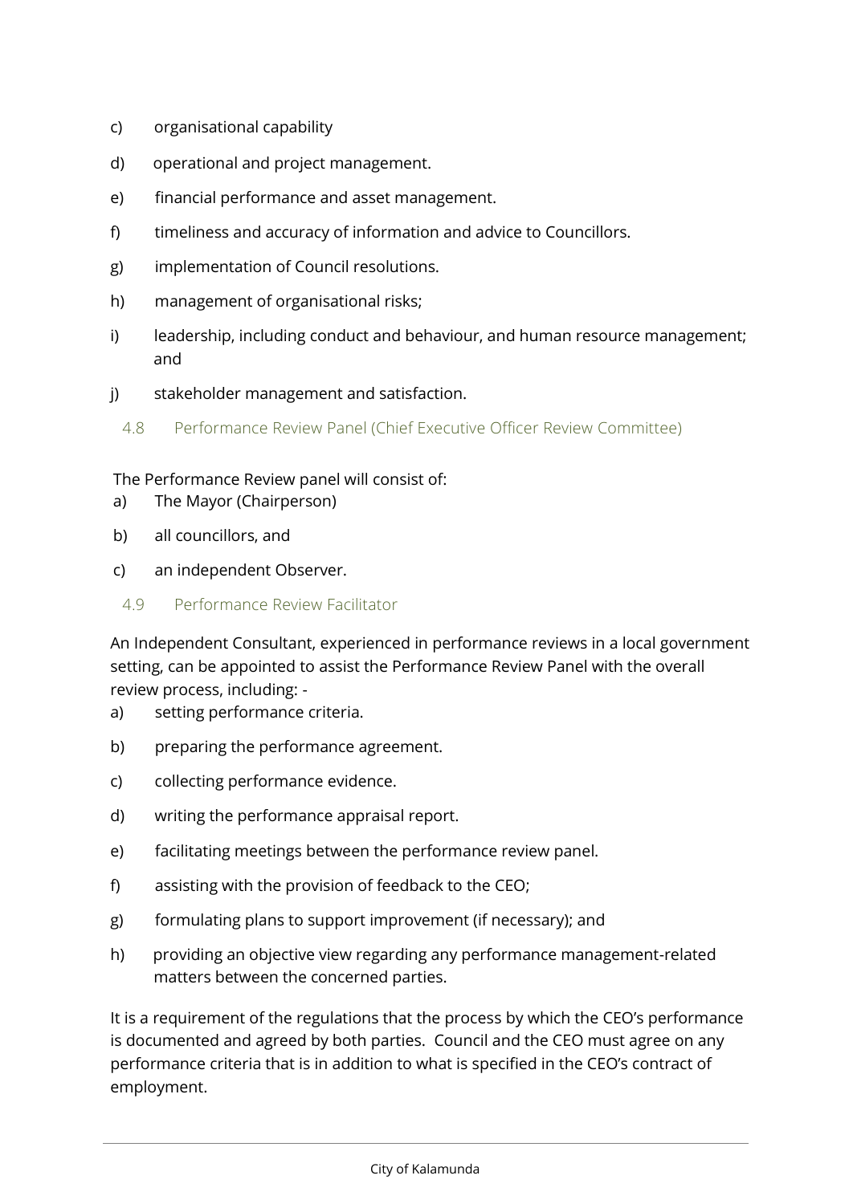c) organisational capability

d) operational and project management.

e) financial performance and asset management.

f) timeliness and accuracy of information and advice to Councillors.

g) implementation of Council resolutions.

h) management of organisational risks;

i) leadership, including conduct and behaviour, and human resource management; and

j) stakeholder management and satisfaction.

### 4.8 Performance Review Panel (Chief Executive Officer Review Committee)

The Performance Review panel will consist of:

a) The Mayor (Chairperson)

b) all councillors, and

c) an independent Observer.

### 4.9 Performance Review Facilitator

An Independent Consultant, experienced in performance reviews in a local government setting, can be appointed to assist the Performance Review Panel with the overall review process, including: -

a) setting performance criteria.

b) preparing the performance agreement.

c) collecting performance evidence.

d) writing the performance appraisal report.

e) facilitating meetings between the performance review panel.

f) assisting with the provision of feedback to the CEO;

g) formulating plans to support improvement (if necessary); and

h) providing an objective view regarding any performance management-related matters between the concerned parties.

It is a requirement of the regulations that the process by which the CEO's performance is documented and agreed by both parties. Council and the CEO must agree on any performance criteria that is in addition to what is specified in the CEO's contract of employment.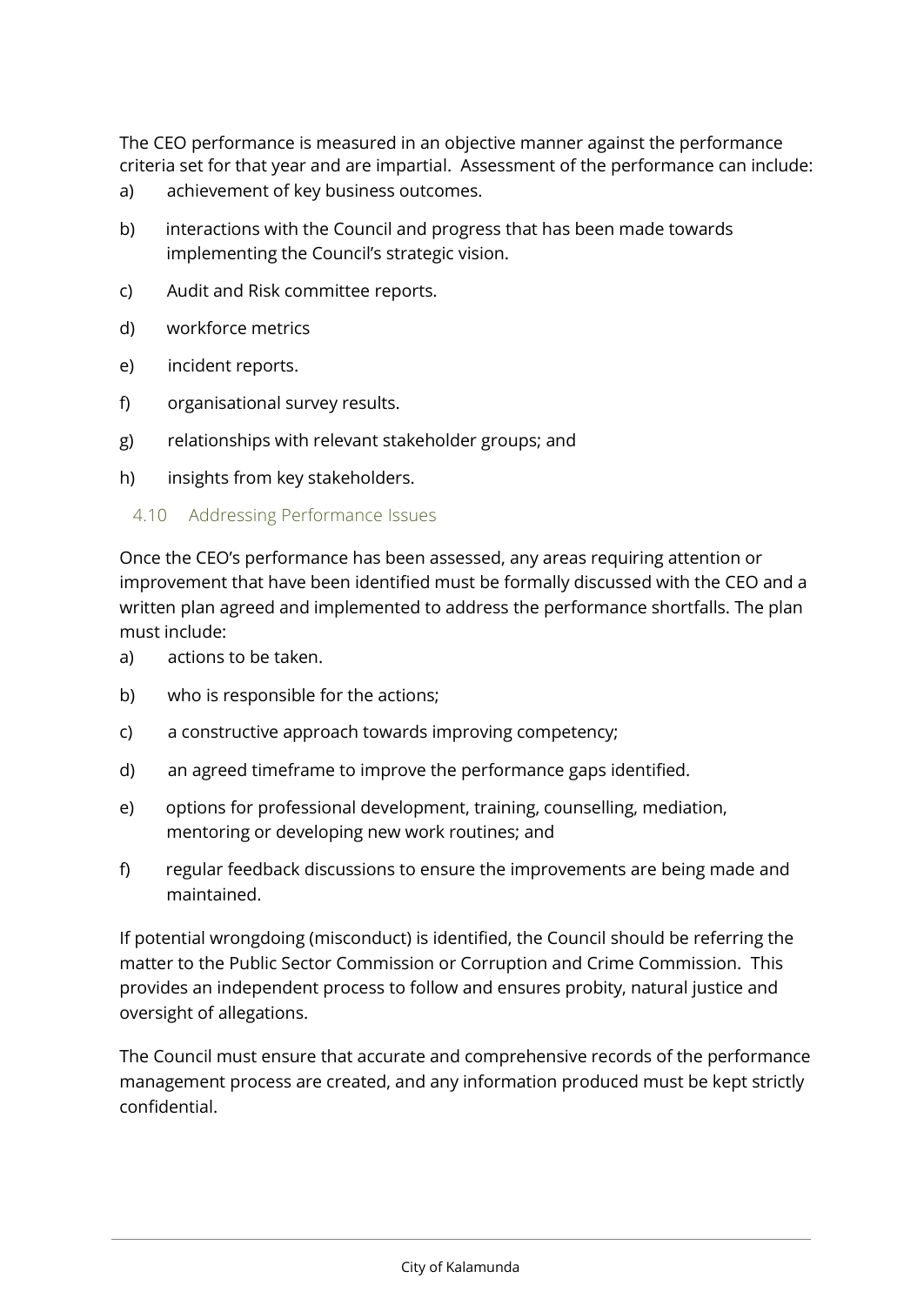The CEO performance is measured in an objective manner against the performance criteria set for that year and are impartial.  Assessment of the performance can include:

a) achievement of key business outcomes.

b) interactions with the Council and progress that has been made towards implementing the Council's strategic vision.

c) Audit and Risk committee reports.

d) workforce metrics

e) incident reports.

f) organisational survey results.

g) relationships with relevant stakeholder groups; and

h) insights from key stakeholders.

### 4.10 Addressing Performance Issues

Once the CEO's performance has been assessed, any areas requiring attention or improvement that have been identified must be formally discussed with the CEO and a written plan agreed and implemented to address the performance shortfalls. The plan must include:

a) actions to be taken.

b) who is responsible for the actions;

c) a constructive approach towards improving competency;

d) an agreed timeframe to improve the performance gaps identified.

e) options for professional development, training, counselling, mediation, mentoring or developing new work routines; and

f) regular feedback discussions to ensure the improvements are being made and maintained.

If potential wrongdoing (misconduct) is identified, the Council should be referring the matter to the Public Sector Commission or Corruption and Crime Commission.  This provides an independent process to follow and ensures probity, natural justice and oversight of allegations.

The Council must ensure that accurate and comprehensive records of the performance management process are created, and any information produced must be kept strictly confidential.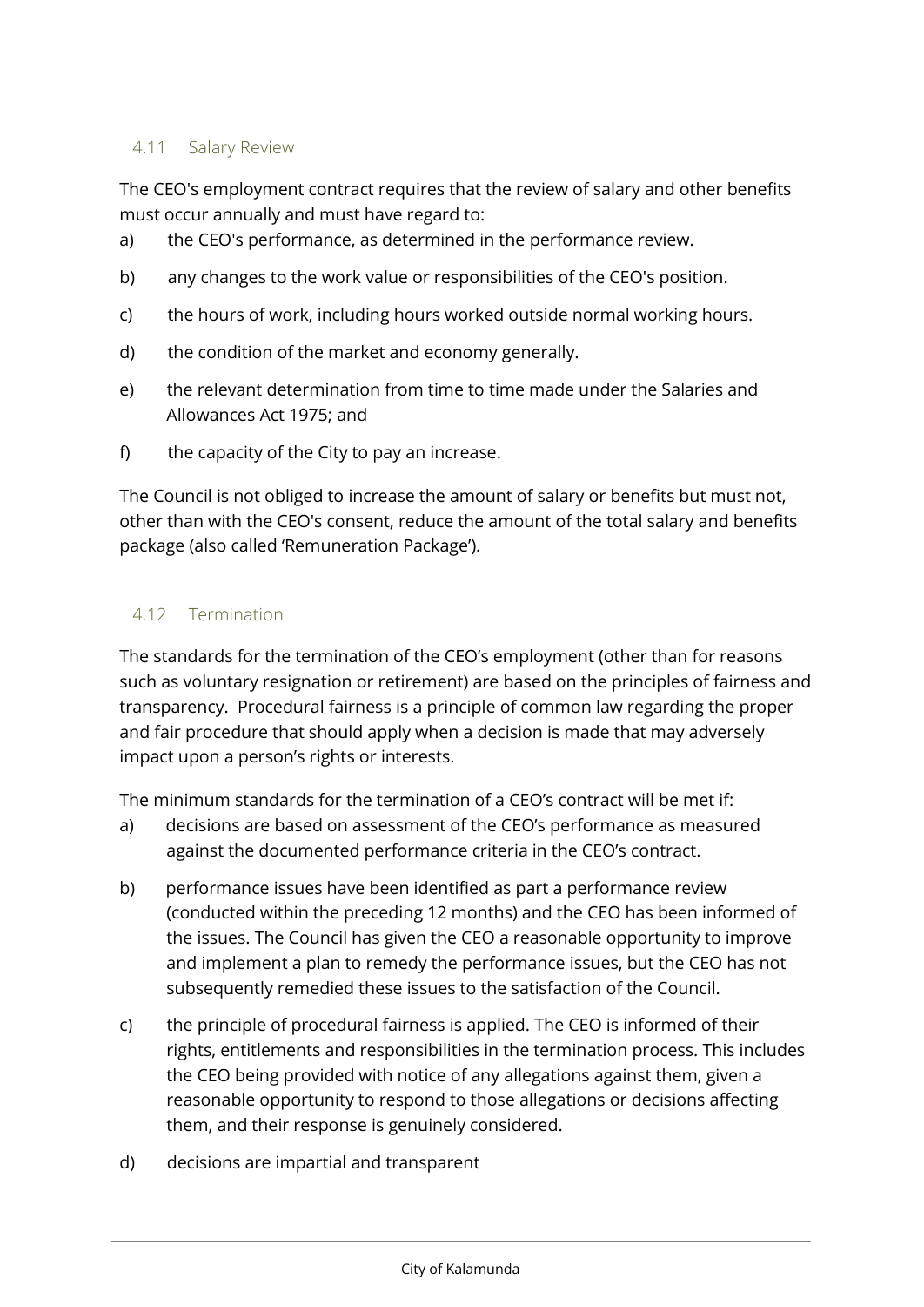### 4.11 Salary Review

The CEO's employment contract requires that the review of salary and other benefits must occur annually and must have regard to:

a) the CEO's performance, as determined in the performance review.

b) any changes to the work value or responsibilities of the CEO's position.

c) the hours of work, including hours worked outside normal working hours.

d) the condition of the market and economy generally.

e) the relevant determination from time to time made under the Salaries and Allowances Act 1975; and

f) the capacity of the City to pay an increase.

The Council is not obliged to increase the amount of salary or benefits but must not, other than with the CEO's consent, reduce the amount of the total salary and benefits package (also called 'Remuneration Package').

### 4.12 Termination

The standards for the termination of the CEO's employment (other than for reasons such as voluntary resignation or retirement) are based on the principles of fairness and transparency. Procedural fairness is a principle of common law regarding the proper and fair procedure that should apply when a decision is made that may adversely impact upon a person's rights or interests.

The minimum standards for the termination of a CEO's contract will be met if:

a) decisions are based on assessment of the CEO's performance as measured against the documented performance criteria in the CEO's contract.

b) performance issues have been identified as part a performance review (conducted within the preceding 12 months) and the CEO has been informed of the issues. The Council has given the CEO a reasonable opportunity to improve and implement a plan to remedy the performance issues, but the CEO has not subsequently remedied these issues to the satisfaction of the Council.

c) the principle of procedural fairness is applied. The CEO is informed of their rights, entitlements and responsibilities in the termination process. This includes the CEO being provided with notice of any allegations against them, given a reasonable opportunity to respond to those allegations or decisions affecting them, and their response is genuinely considered.

d) decisions are impartial and transparent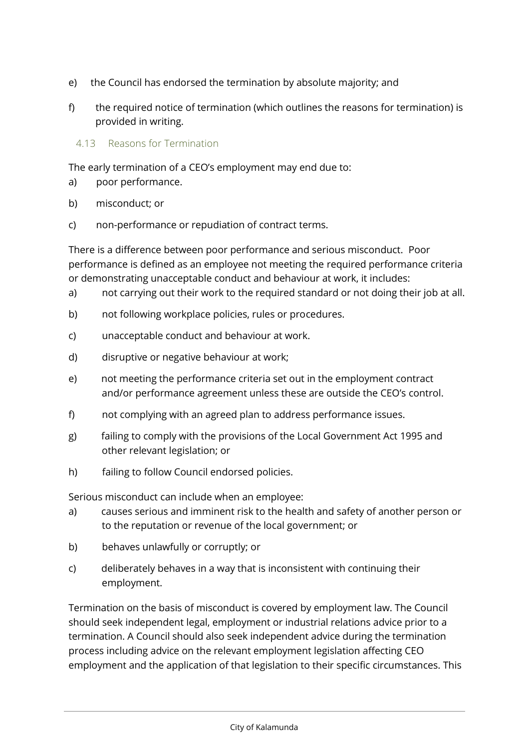e) the Council has endorsed the termination by absolute majority; and

f) the required notice of termination (which outlines the reasons for termination) is provided in writing.

### 4.13 Reasons for Termination

The early termination of a CEO's employment may end due to:

a) poor performance.

b) misconduct; or

c) non-performance or repudiation of contract terms.

There is a difference between poor performance and serious misconduct. Poor performance is defined as an employee not meeting the required performance criteria or demonstrating unacceptable conduct and behaviour at work, it includes:

a) not carrying out their work to the required standard or not doing their job at all.

b) not following workplace policies, rules or procedures.

c) unacceptable conduct and behaviour at work.

d) disruptive or negative behaviour at work;

e) not meeting the performance criteria set out in the employment contract and/or performance agreement unless these are outside the CEO's control.

f) not complying with an agreed plan to address performance issues.

g) failing to comply with the provisions of the Local Government Act 1995 and other relevant legislation; or

h) failing to follow Council endorsed policies.

Serious misconduct can include when an employee:

a) causes serious and imminent risk to the health and safety of another person or to the reputation or revenue of the local government; or

b) behaves unlawfully or corruptly; or

c) deliberately behaves in a way that is inconsistent with continuing their employment.

Termination on the basis of misconduct is covered by employment law. The Council should seek independent legal, employment or industrial relations advice prior to a termination. A Council should also seek independent advice during the termination process including advice on the relevant employment legislation affecting CEO employment and the application of that legislation to their specific circumstances. This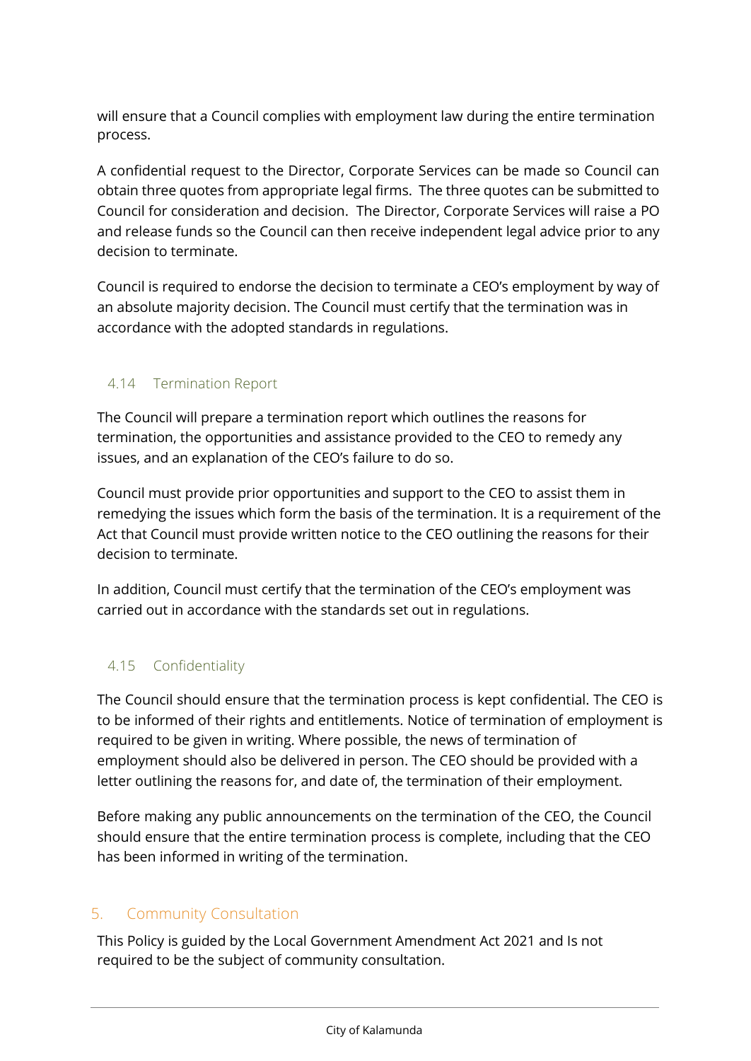will ensure that a Council complies with employment law during the entire termination process.

A confidential request to the Director, Corporate Services can be made so Council can obtain three quotes from appropriate legal firms. The three quotes can be submitted to Council for consideration and decision. The Director, Corporate Services will raise a PO and release funds so the Council can then receive independent legal advice prior to any decision to terminate.

Council is required to endorse the decision to terminate a CEO's employment by way of an absolute majority decision. The Council must certify that the termination was in accordance with the adopted standards in regulations.

### 4.14 Termination Report

The Council will prepare a termination report which outlines the reasons for termination, the opportunities and assistance provided to the CEO to remedy any issues, and an explanation of the CEO's failure to do so.

Council must provide prior opportunities and support to the CEO to assist them in remedying the issues which form the basis of the termination. It is a requirement of the Act that Council must provide written notice to the CEO outlining the reasons for their decision to terminate.

In addition, Council must certify that the termination of the CEO's employment was carried out in accordance with the standards set out in regulations.

### 4.15 Confidentiality

The Council should ensure that the termination process is kept confidential. The CEO is to be informed of their rights and entitlements. Notice of termination of employment is required to be given in writing. Where possible, the news of termination of employment should also be delivered in person. The CEO should be provided with a letter outlining the reasons for, and date of, the termination of their employment.

Before making any public announcements on the termination of the CEO, the Council should ensure that the entire termination process is complete, including that the CEO has been informed in writing of the termination.

## 5. Community Consultation

This Policy is guided by the Local Government Amendment Act 2021 and Is not required to be the subject of community consultation.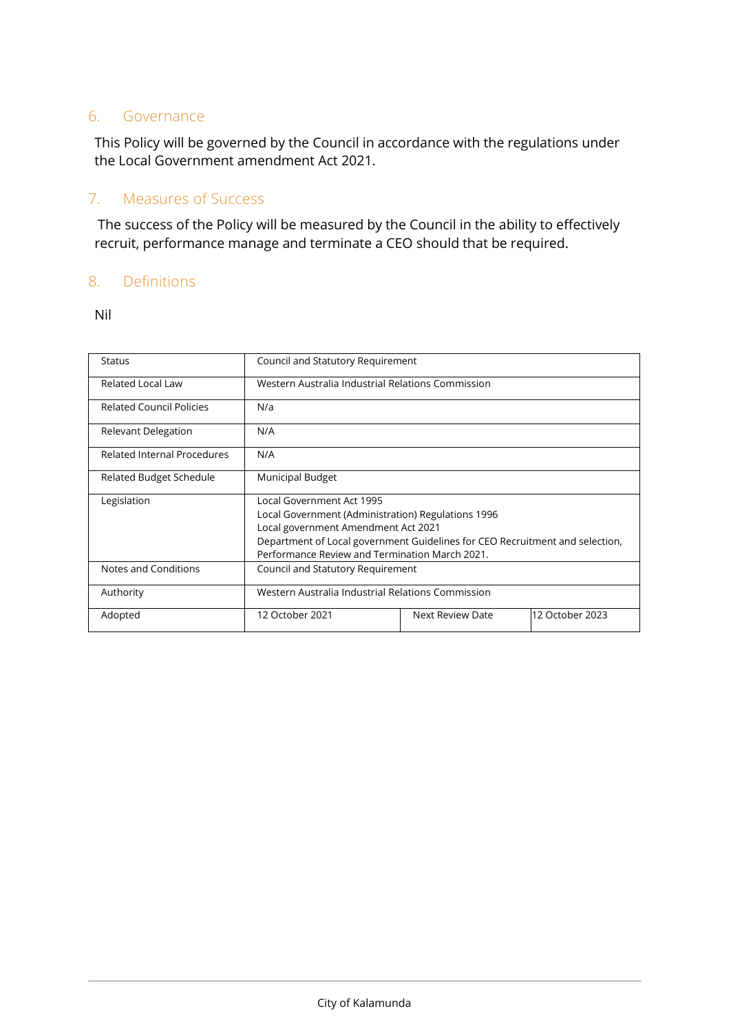## 6. Governance

This Policy will be governed by the Council in accordance with the regulations under the Local Government amendment Act 2021.

## 7. Measures of Success

The success of the Policy will be measured by the Council in the ability to effectively recruit, performance manage and terminate a CEO should that be required.

## 8. Definitions

Nil

| | | | |
|---|---|---|---|
| Status | Council and Statutory Requirement | | |
| Related Local Law | Western Australia Industrial Relations Commission | | |
| Related Council Policies | N/a | | |
| Relevant Delegation | N/A | | |
| Related Internal Procedures | N/A | | |
| Related Budget Schedule | Municipal Budget | | |
| Legislation | Local Government Act 1995<br>Local Government (Administration) Regulations 1996<br>Local government Amendment Act 2021<br>Department of Local government Guidelines for CEO Recruitment and selection, Performance Review and Termination March 2021. | | |
| Notes and Conditions | Council and Statutory Requirement | | |
| Authority | Western Australia Industrial Relations Commission | | |
| Adopted | 12 October 2021 | Next Review Date | 12 October 2023 |